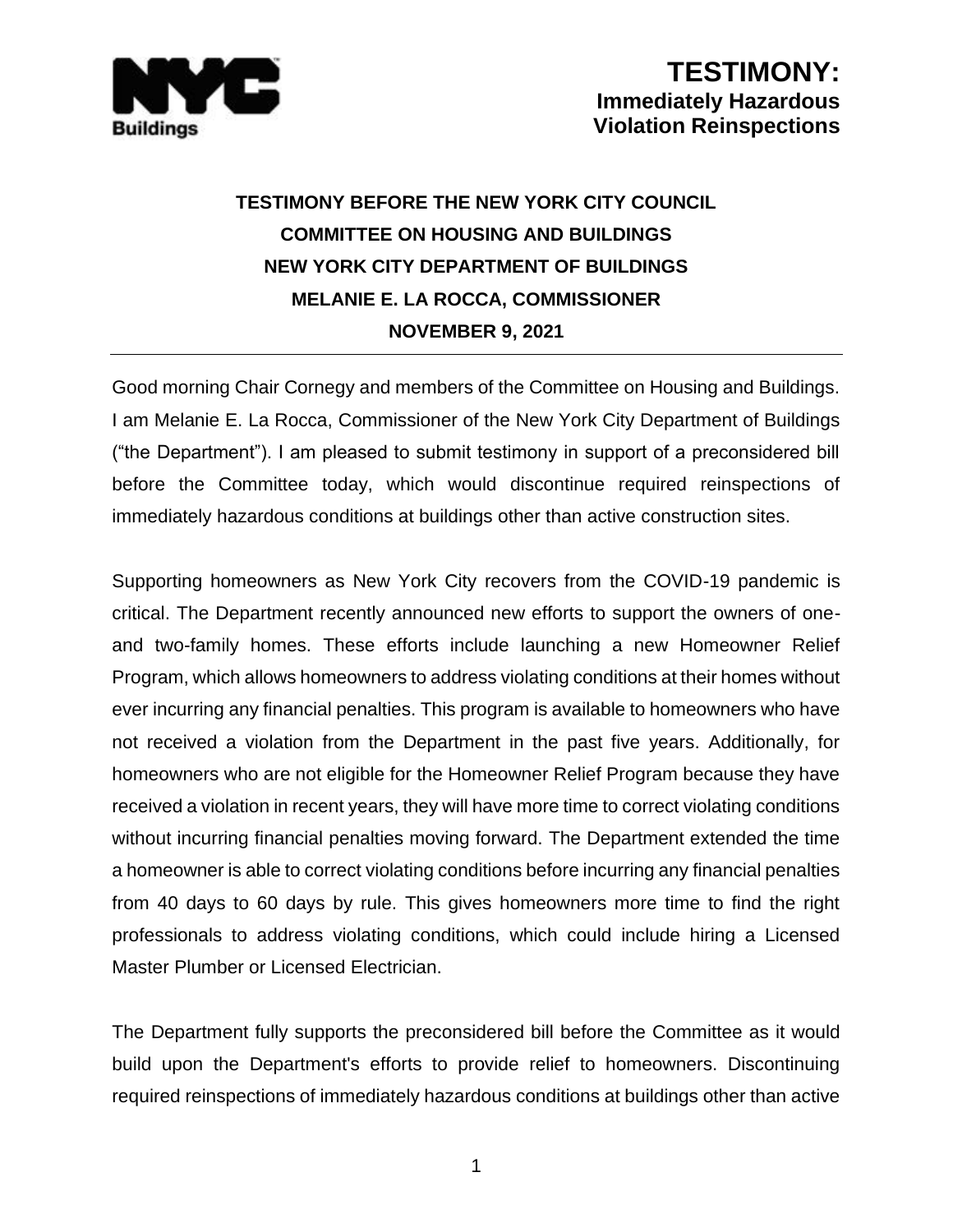# TESTIMONY:
## Immediately Hazardous Violation Reinspections

**TESTIMONY BEFORE THE NEW YORK CITY COUNCIL**
**COMMITTEE ON HOUSING AND BUILDINGS**
**NEW YORK CITY DEPARTMENT OF BUILDINGS**
**MELANIE E. LA ROCCA, COMMISSIONER**
**NOVEMBER 9, 2021**

---

Good morning Chair Cornegy and members of the Committee on Housing and Buildings. I am Melanie E. La Rocca, Commissioner of the New York City Department of Buildings ("the Department"). I am pleased to submit testimony in support of a preconsidered bill before the Committee today, which would discontinue required reinspections of immediately hazardous conditions at buildings other than active construction sites.

Supporting homeowners as New York City recovers from the COVID-19 pandemic is critical. The Department recently announced new efforts to support the owners of one- and two-family homes. These efforts include launching a new Homeowner Relief Program, which allows homeowners to address violating conditions at their homes without ever incurring any financial penalties. This program is available to homeowners who have not received a violation from the Department in the past five years. Additionally, for homeowners who are not eligible for the Homeowner Relief Program because they have received a violation in recent years, they will have more time to correct violating conditions without incurring financial penalties moving forward. The Department extended the time a homeowner is able to correct violating conditions before incurring any financial penalties from 40 days to 60 days by rule. This gives homeowners more time to find the right professionals to address violating conditions, which could include hiring a Licensed Master Plumber or Licensed Electrician.

The Department fully supports the preconsidered bill before the Committee as it would build upon the Department's efforts to provide relief to homeowners. Discontinuing required reinspections of immediately hazardous conditions at buildings other than active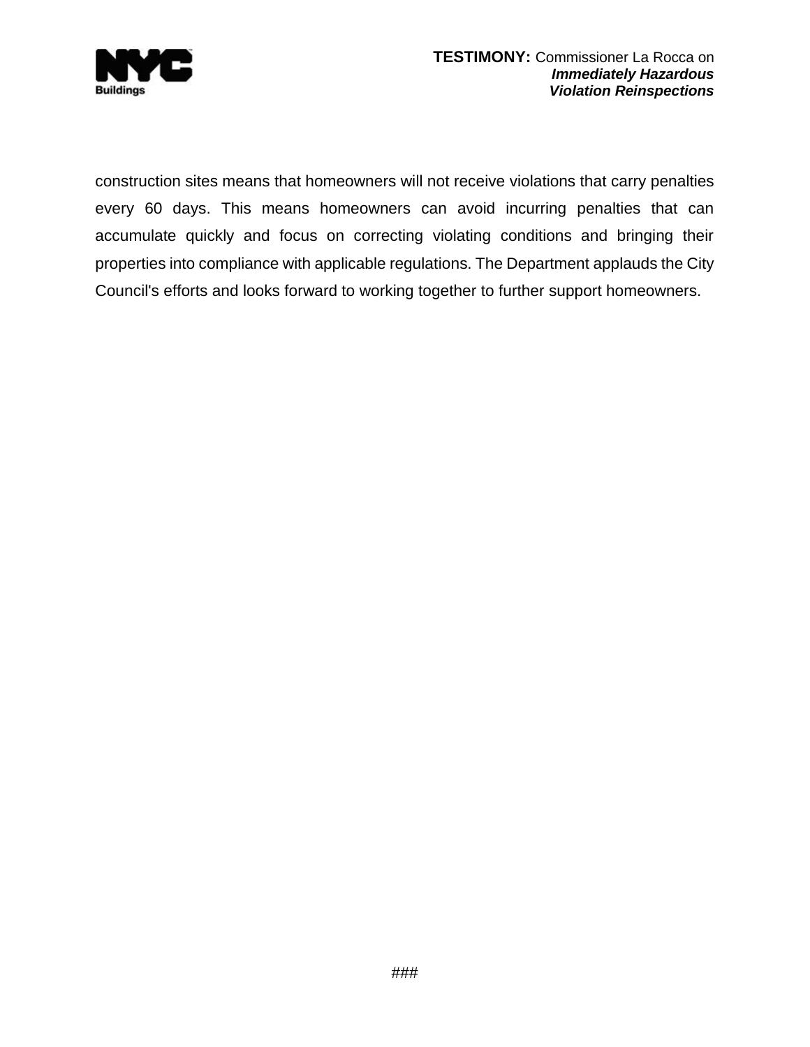construction sites means that homeowners will not receive violations that carry penalties every 60 days. This means homeowners can avoid incurring penalties that can accumulate quickly and focus on correcting violating conditions and bringing their properties into compliance with applicable regulations. The Department applauds the City Council's efforts and looks forward to working together to further support homeowners.

###